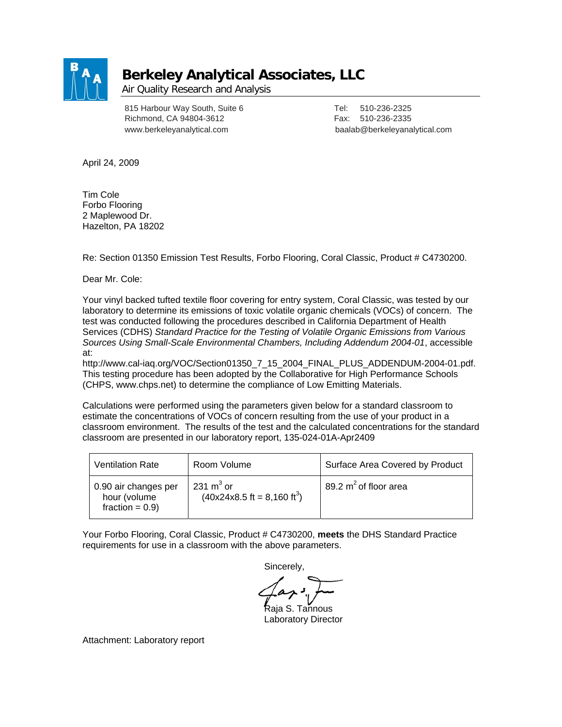# Berkeley Analytical Associates, LLC

Air Quality Research and Analysis

815 Harbour Way South, Suite 6
Richmond, CA 94804-3612
www.berkeleyanalytical.com

Tel: 510-236-2325
Fax: 510-236-2335
baalab@berkeleyanalytical.com

April 24, 2009

Tim Cole
Forbo Flooring
2 Maplewood Dr.
Hazelton, PA 18202

Re: Section 01350 Emission Test Results, Forbo Flooring, Coral Classic, Product # C4730200.

Dear Mr. Cole:

Your vinyl backed tufted textile floor covering for entry system, Coral Classic, was tested by our laboratory to determine its emissions of toxic volatile organic chemicals (VOCs) of concern. The test was conducted following the procedures described in California Department of Health Services (CDHS) *Standard Practice for the Testing of Volatile Organic Emissions from Various Sources Using Small-Scale Environmental Chambers, Including Addendum 2004-01*, accessible at:
http://www.cal-iaq.org/VOC/Section01350_7_15_2004_FINAL_PLUS_ADDENDUM-2004-01.pdf. This testing procedure has been adopted by the Collaborative for High Performance Schools (CHPS, www.chps.net) to determine the compliance of Low Emitting Materials.

Calculations were performed using the parameters given below for a standard classroom to estimate the concentrations of VOCs of concern resulting from the use of your product in a classroom environment. The results of the test and the calculated concentrations for the standard classroom are presented in our laboratory report, 135-024-01A-Apr2409

| Ventilation Rate | Room Volume | Surface Area Covered by Product |
|---|---|---|
| 0.90 air changes per hour (volume fraction = 0.9) | 231 $m^3$ or (40x24x8.5 ft = 8,160 $ft^3$) | 89.2 $m^2$ of floor area |

Your Forbo Flooring, Coral Classic, Product # C4730200, **meets** the DHS Standard Practice requirements for use in a classroom with the above parameters.

Sincerely,

Raja S. Tannous
Laboratory Director

Attachment: Laboratory report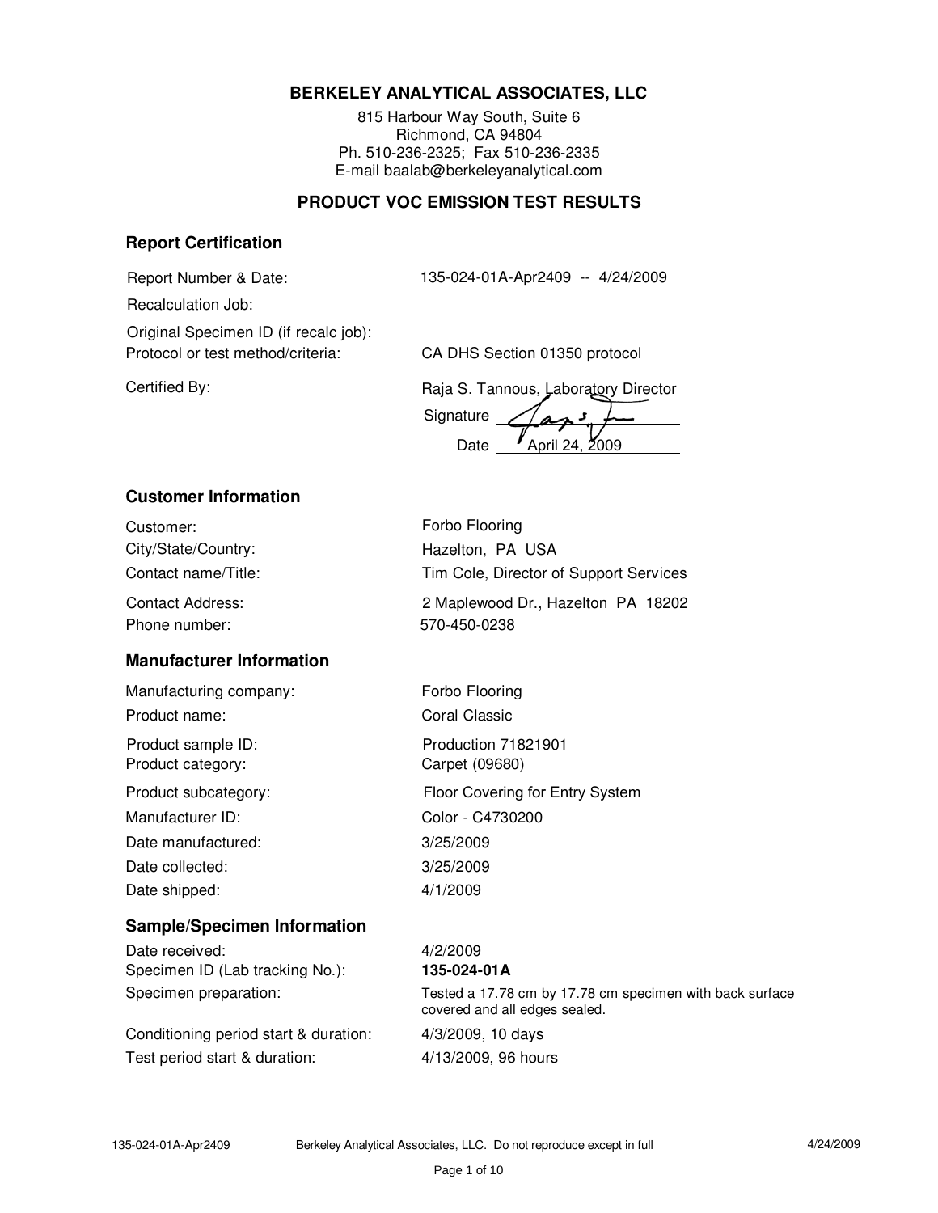**BERKELEY ANALYTICAL ASSOCIATES, LLC**

815 Harbour Way South, Suite 6
Richmond, CA 94804
Ph. 510-236-2325; Fax 510-236-2335
E-mail baalab@berkeleyanalytical.com

## PRODUCT VOC EMISSION TEST RESULTS

### Report Certification

| | |
|---|---|
| Report Number & Date: | 135-024-01A-Apr2409 -- 4/24/2009 |
| Recalculation Job: | |
| Original Specimen ID (if recalc job): | |
| Protocol or test method/criteria: | CA DHS Section 01350 protocol |
| Certified By: | Raja S. Tannous, Laboratory Director |
| | Signature |
| | Date April 24, 2009 |

### Customer Information

| | |
|---|---|
| Customer: | Forbo Flooring |
| City/State/Country: | Hazelton, PA USA |
| Contact name/Title: | Tim Cole, Director of Support Services |
| Contact Address: | 2 Maplewood Dr., Hazelton PA 18202 |
| Phone number: | 570-450-0238 |

### Manufacturer Information

| | |
|---|---|
| Manufacturing company: | Forbo Flooring |
| Product name: | Coral Classic |
| Product sample ID: | Production 71821901 |
| Product category: | Carpet (09680) |
| Product subcategory: | Floor Covering for Entry System |
| Manufacturer ID: | Color - C4730200 |
| Date manufactured: | 3/25/2009 |
| Date collected: | 3/25/2009 |
| Date shipped: | 4/1/2009 |

### Sample/Specimen Information

| | |
|---|---|
| Date received: | 4/2/2009 |
| Specimen ID (Lab tracking No.): | **135-024-01A** |
| Specimen preparation: | Tested a 17.78 cm by 17.78 cm specimen with back surface covered and all edges sealed. |
| Conditioning period start & duration: | 4/3/2009, 10 days |
| Test period start & duration: | 4/13/2009, 96 hours |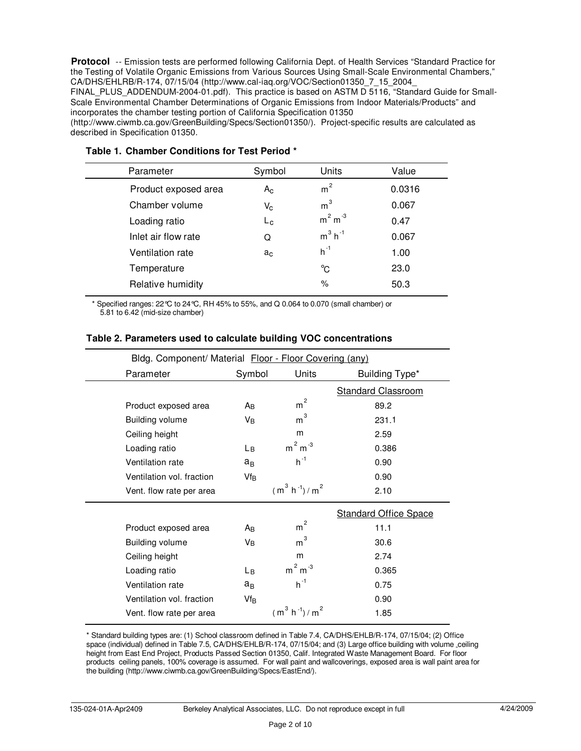**Protocol** -- Emission tests are performed following California Dept. of Health Services "Standard Practice for the Testing of Volatile Organic Emissions from Various Sources Using Small-Scale Environmental Chambers," CA/DHS/EHLRB/R-174, 07/15/04 (http://www.cal-iaq.org/VOC/Section01350_7_15_2004_FINAL_PLUS_ADDENDUM-2004-01.pdf). This practice is based on ASTM D 5116, "Standard Guide for Small-Scale Environmental Chamber Determinations of Organic Emissions from Indoor Materials/Products" and incorporates the chamber testing portion of California Specification 01350 (http://www.ciwmb.ca.gov/GreenBuilding/Specs/Section01350/). Project-specific results are calculated as described in Specification 01350.

**Table 1. Chamber Conditions for Test Period \***

| Parameter | Symbol | Units | Value |
|---|---|---|---|
| Product exposed area | $A_C$ | $m^2$ | 0.0316 |
| Chamber volume | $V_C$ | $m^3$ | 0.067 |
| Loading ratio | $L_C$ | $m^2\,m^{-3}$ | 0.47 |
| Inlet air flow rate | Q | $m^3\,h^{-1}$ | 0.067 |
| Ventilation rate | $a_C$ | $h^{-1}$ | 1.00 |
| Temperature | | °C | 23.0 |
| Relative humidity | | % | 50.3 |

\* Specified ranges: 22°C to 24°C, RH 45% to 55%, and Q 0.064 to 0.070 (small chamber) or 5.81 to 6.42 (mid-size chamber)

**Table 2. Parameters used to calculate building VOC concentrations**

| Bldg. Component/ Material | Floor - Floor Covering (any) | | |
|---|---|---|---|
| Parameter | Symbol | Units | Building Type\* |
| | | | Standard Classroom |
| Product exposed area | $A_B$ | $m^2$ | 89.2 |
| Building volume | $V_B$ | $m^3$ | 231.1 |
| Ceiling height | | m | 2.59 |
| Loading ratio | $L_B$ | $m^2\,m^{-3}$ | 0.386 |
| Ventilation rate | $a_B$ | $h^{-1}$ | 0.90 |
| Ventilation vol. fraction | $Vf_B$ | | 0.90 |
| Vent. flow rate per area | | $(m^3\,h^{-1})/m^2$ | 2.10 |
| | | | Standard Office Space |
| Product exposed area | $A_B$ | $m^2$ | 11.1 |
| Building volume | $V_B$ | $m^3$ | 30.6 |
| Ceiling height | | m | 2.74 |
| Loading ratio | $L_B$ | $m^2\,m^{-3}$ | 0.365 |
| Ventilation rate | $a_B$ | $h^{-1}$ | 0.75 |
| Ventilation vol. fraction | $Vf_B$ | | 0.90 |
| Vent. flow rate per area | | $(m^3\,h^{-1})/m^2$ | 1.85 |

\* Standard building types are: (1) School classroom defined in Table 7.4, CA/DHS/EHLB/R-174, 07/15/04; (2) Office space (individual) defined in Table 7.5, CA/DHS/EHLB/R-174, 07/15/04; and (3) Large office building with volume _ceiling height from East End Project, Products Passed Section 01350, Calif. Integrated Waste Management Board. For floor products ceiling panels, 100% coverage is assumed. For wall paint and wallcoverings, exposed area is wall paint area for the building (http://www.ciwmb.ca.gov/GreenBuilding/Specs/EastEnd/).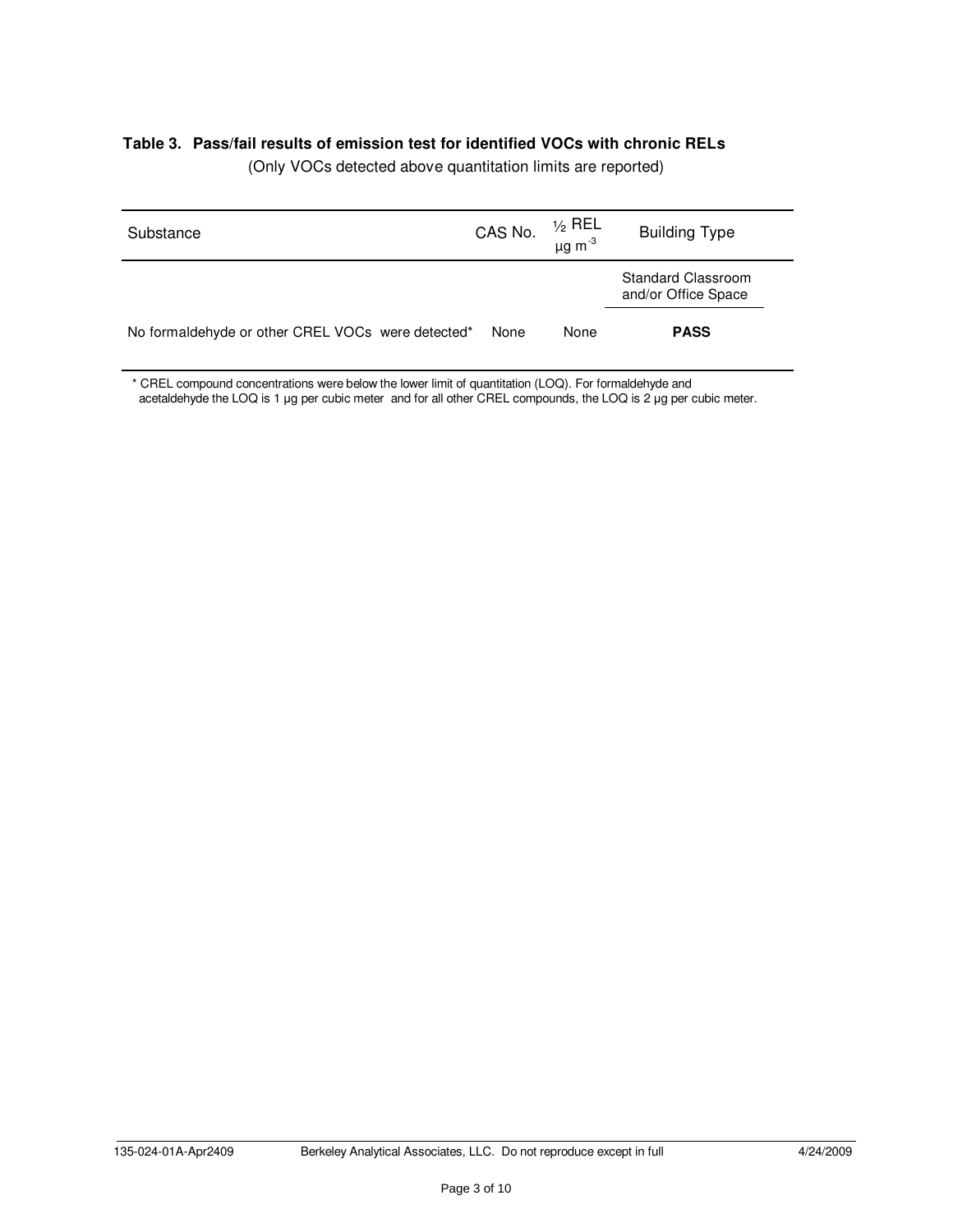**Table 3. Pass/fail results of emission test for identified VOCs with chronic RELs**

(Only VOCs detected above quantitation limits are reported)

| Substance | CAS No. | ½ REL $\mu g\ m^{-3}$ | Building Type |
|---|---|---|---|
| | | | Standard Classroom and/or Office Space |
| No formaldehyde or other CREL VOCs were detected* | None | None | **PASS** |

\* CREL compound concentrations were below the lower limit of quantitation (LOQ). For formaldehyde and acetaldehyde the LOQ is 1 µg per cubic meter and for all other CREL compounds, the LOQ is 2 µg per cubic meter.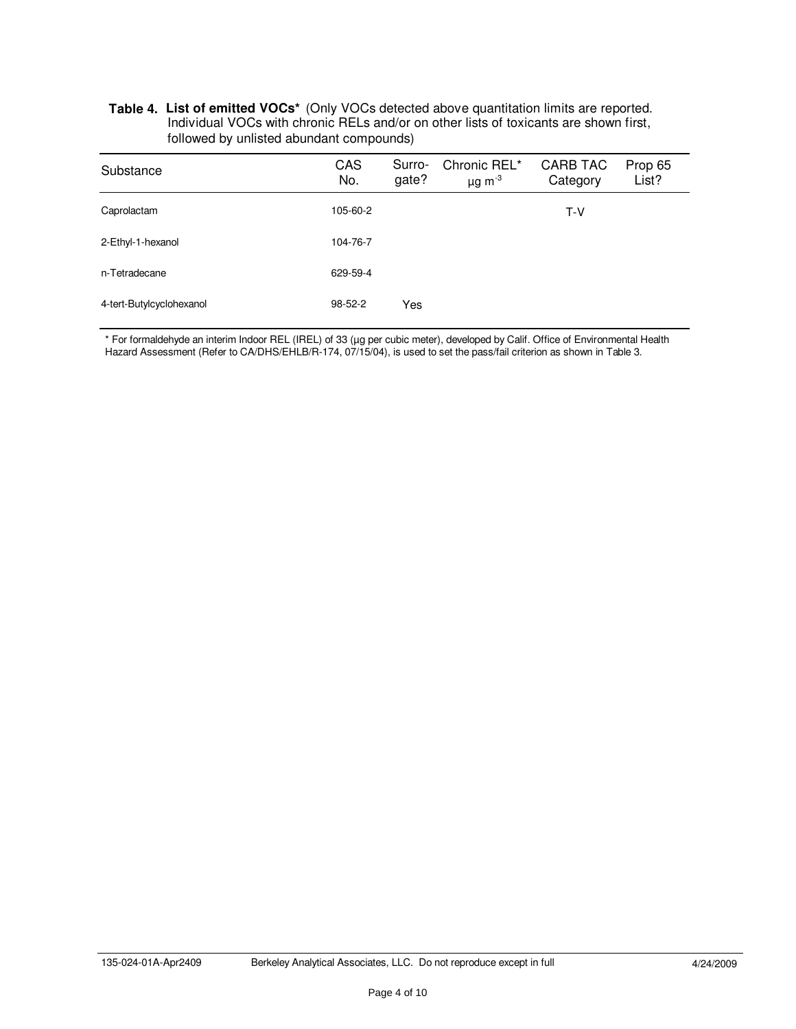**Table 4. List of emitted VOCs*** (Only VOCs detected above quantitation limits are reported. Individual VOCs with chronic RELs and/or on other lists of toxicants are shown first, followed by unlisted abundant compounds)

| Substance | CAS No. | Surro-gate? | Chronic REL* $\mu g\ m^{-3}$ | CARB TAC Category | Prop 65 List? |
|---|---|---|---|---|---|
| Caprolactam | 105-60-2 | | | T-V | |
| 2-Ethyl-1-hexanol | 104-76-7 | | | | |
| n-Tetradecane | 629-59-4 | | | | |
| 4-tert-Butylcyclohexanol | 98-52-2 | Yes | | | |

* For formaldehyde an interim Indoor REL (IREL) of 33 (µg per cubic meter), developed by Calif. Office of Environmental Health Hazard Assessment (Refer to CA/DHS/EHLB/R-174, 07/15/04), is used to set the pass/fail criterion as shown in Table 3.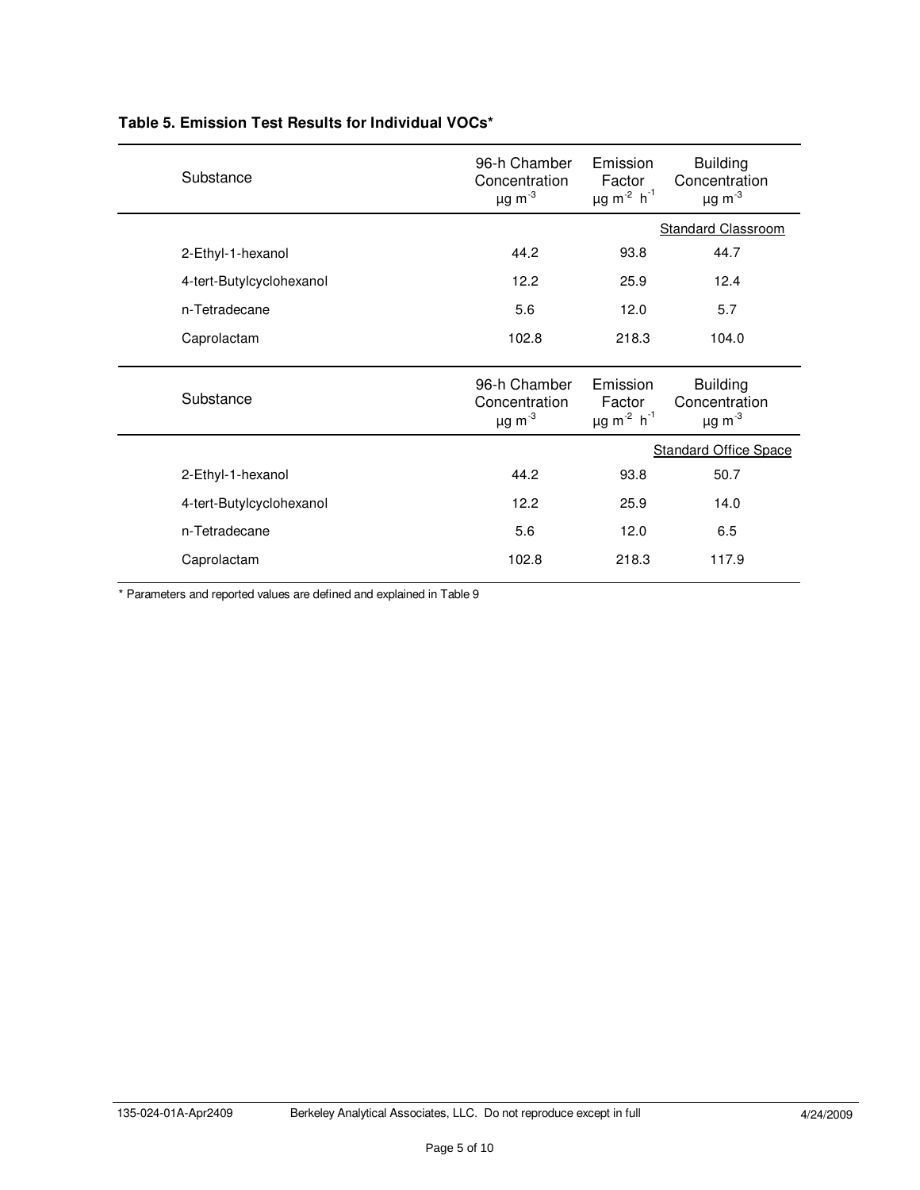**Table 5. Emission Test Results for Individual VOCs***

| Substance | 96-h Chamber Concentration $\mu g\ m^{-3}$ | Emission Factor $\mu g\ m^{-2}\ h^{-1}$ | Building Concentration $\mu g\ m^{-3}$ |
|---|---|---|---|
| | | | Standard Classroom |
| 2-Ethyl-1-hexanol | 44.2 | 93.8 | 44.7 |
| 4-tert-Butylcyclohexanol | 12.2 | 25.9 | 12.4 |
| n-Tetradecane | 5.6 | 12.0 | 5.7 |
| Caprolactam | 102.8 | 218.3 | 104.0 |

| Substance | 96-h Chamber Concentration $\mu g\ m^{-3}$ | Emission Factor $\mu g\ m^{-2}\ h^{-1}$ | Building Concentration $\mu g\ m^{-3}$ |
|---|---|---|---|
| | | | Standard Office Space |
| 2-Ethyl-1-hexanol | 44.2 | 93.8 | 50.7 |
| 4-tert-Butylcyclohexanol | 12.2 | 25.9 | 14.0 |
| n-Tetradecane | 5.6 | 12.0 | 6.5 |
| Caprolactam | 102.8 | 218.3 | 117.9 |

* Parameters and reported values are defined and explained in Table 9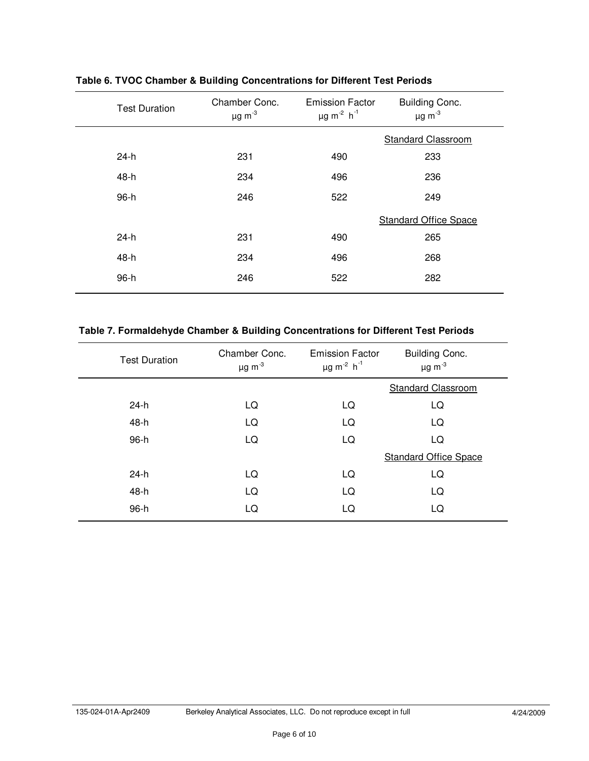**Table 6. TVOC Chamber & Building Concentrations for Different Test Periods**

| Test Duration | Chamber Conc. $\mu g\ m^{-3}$ | Emission Factor $\mu g\ m^{-2}\ h^{-1}$ | Building Conc. $\mu g\ m^{-3}$ |
|---|---|---|---|
| | | | Standard Classroom |
| 24-h | 231 | 490 | 233 |
| 48-h | 234 | 496 | 236 |
| 96-h | 246 | 522 | 249 |
| | | | Standard Office Space |
| 24-h | 231 | 490 | 265 |
| 48-h | 234 | 496 | 268 |
| 96-h | 246 | 522 | 282 |

**Table 7. Formaldehyde Chamber & Building Concentrations for Different Test Periods**

| Test Duration | Chamber Conc. $\mu g\ m^{-3}$ | Emission Factor $\mu g\ m^{-2}\ h^{-1}$ | Building Conc. $\mu g\ m^{-3}$ |
|---|---|---|---|
| | | | Standard Classroom |
| 24-h | LQ | LQ | LQ |
| 48-h | LQ | LQ | LQ |
| 96-h | LQ | LQ | LQ |
| | | | Standard Office Space |
| 24-h | LQ | LQ | LQ |
| 48-h | LQ | LQ | LQ |
| 96-h | LQ | LQ | LQ |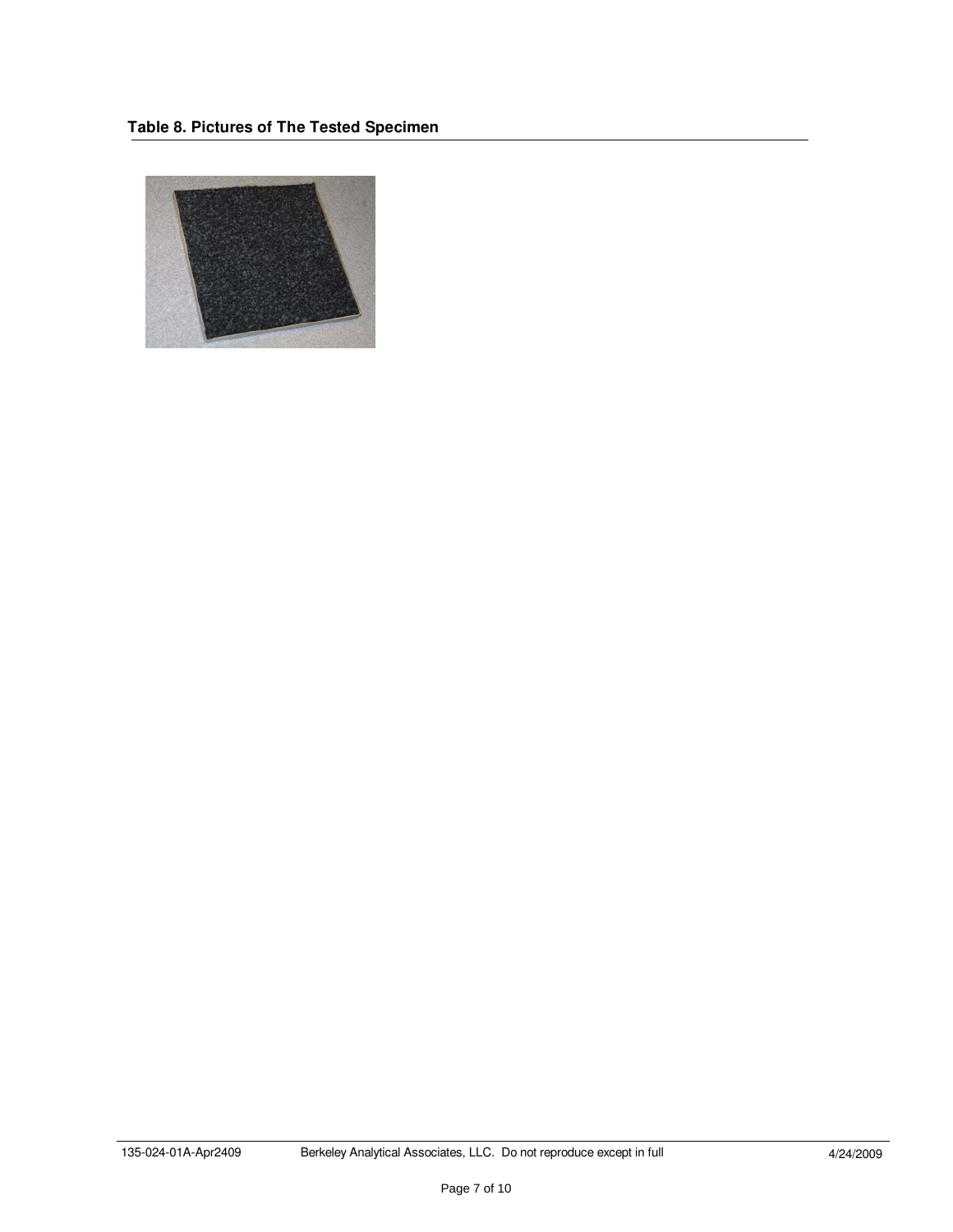**Table 8. Pictures of The Tested Specimen**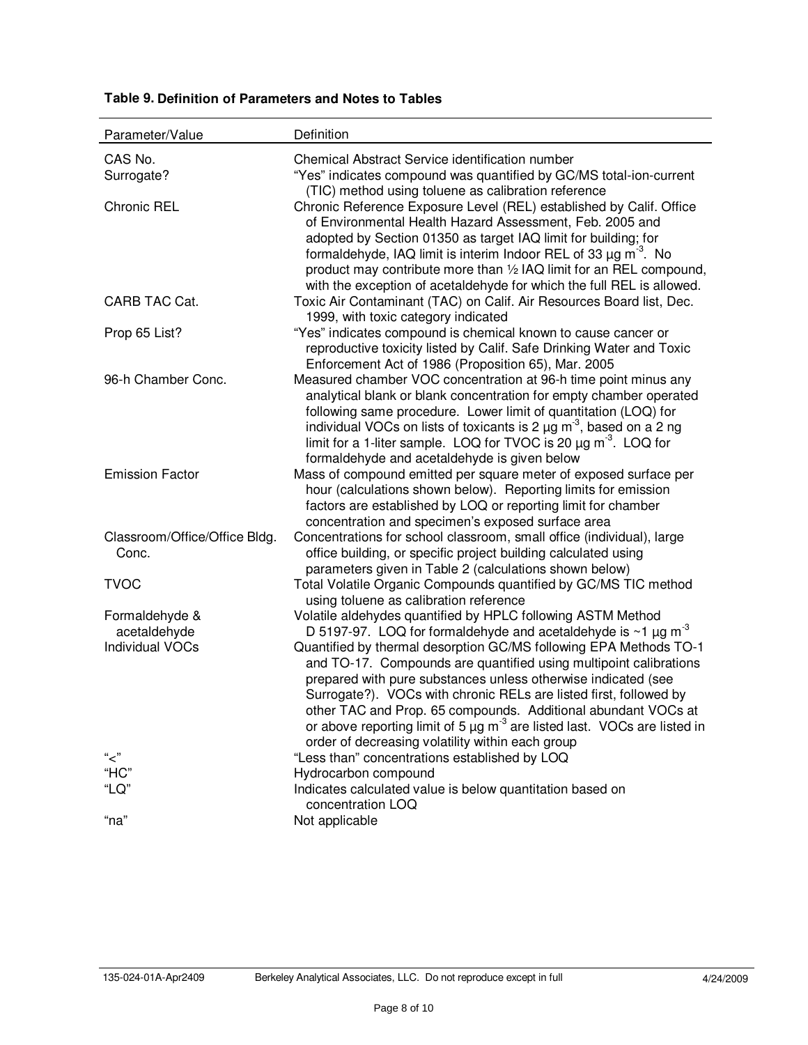**Table 9. Definition of Parameters and Notes to Tables**

| Parameter/Value | Definition |
|---|---|
| CAS No. | Chemical Abstract Service identification number |
| Surrogate? | "Yes" indicates compound was quantified by GC/MS total-ion-current (TIC) method using toluene as calibration reference |
| Chronic REL | Chronic Reference Exposure Level (REL) established by Calif. Office of Environmental Health Hazard Assessment, Feb. 2005 and adopted by Section 01350 as target IAQ limit for building; for formaldehyde, IAQ limit is interim Indoor REL of 33 µg $m^{-3}$. No product may contribute more than ½ IAQ limit for an REL compound, with the exception of acetaldehyde for which the full REL is allowed. |
| CARB TAC Cat. | Toxic Air Contaminant (TAC) on Calif. Air Resources Board list, Dec. 1999, with toxic category indicated |
| Prop 65 List? | "Yes" indicates compound is chemical known to cause cancer or reproductive toxicity listed by Calif. Safe Drinking Water and Toxic Enforcement Act of 1986 (Proposition 65), Mar. 2005 |
| 96-h Chamber Conc. | Measured chamber VOC concentration at 96-h time point minus any analytical blank or blank concentration for empty chamber operated following same procedure. Lower limit of quantitation (LOQ) for individual VOCs on lists of toxicants is 2 µg $m^{-3}$, based on a 2 ng limit for a 1-liter sample. LOQ for TVOC is 20 µg $m^{-3}$. LOQ for formaldehyde and acetaldehyde is given below |
| Emission Factor | Mass of compound emitted per square meter of exposed surface per hour (calculations shown below). Reporting limits for emission factors are established by LOQ or reporting limit for chamber concentration and specimen's exposed surface area |
| Classroom/Office/Office Bldg. Conc. | Concentrations for school classroom, small office (individual), large office building, or specific project building calculated using parameters given in Table 2 (calculations shown below) |
| TVOC | Total Volatile Organic Compounds quantified by GC/MS TIC method using toluene as calibration reference |
| Formaldehyde & acetaldehyde | Volatile aldehydes quantified by HPLC following ASTM Method D 5197-97. LOQ for formaldehyde and acetaldehyde is ~1 µg $m^{-3}$ |
| Individual VOCs | Quantified by thermal desorption GC/MS following EPA Methods TO-1 and TO-17. Compounds are quantified using multipoint calibrations prepared with pure substances unless otherwise indicated (see Surrogate?). VOCs with chronic RELs are listed first, followed by other TAC and Prop. 65 compounds. Additional abundant VOCs at or above reporting limit of 5 µg $m^{-3}$ are listed last. VOCs are listed in order of decreasing volatility within each group |
| "<" | "Less than" concentrations established by LOQ |
| "HC" | Hydrocarbon compound |
| "LQ" | Indicates calculated value is below quantitation based on concentration LOQ |
| "na" | Not applicable |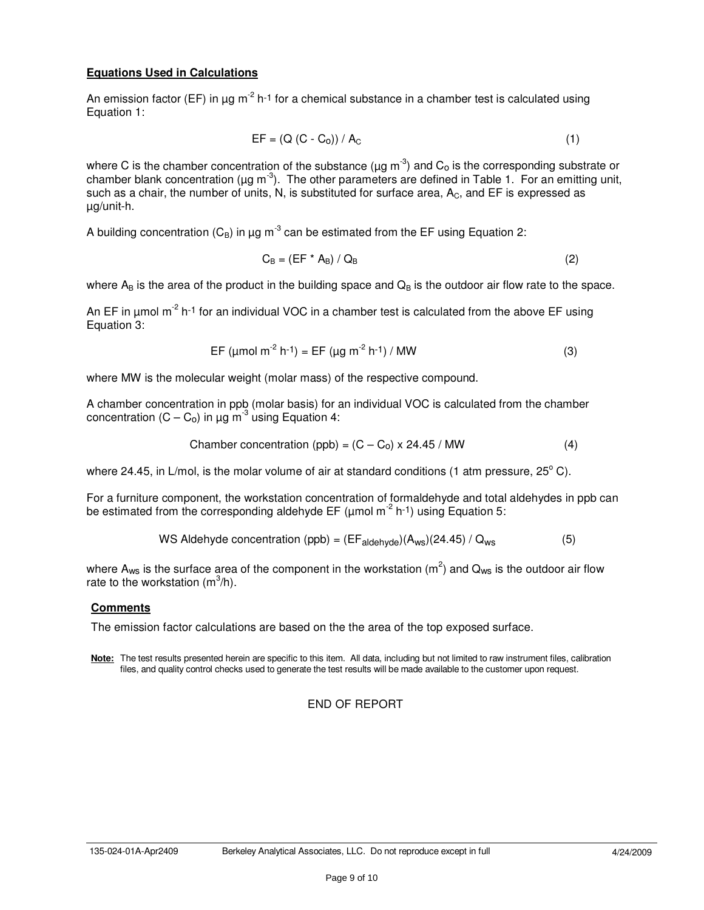**Equations Used in Calculations**

An emission factor (EF) in µg $m^{-2}$ $h^{-1}$ for a chemical substance in a chamber test is calculated using Equation 1:

$$EF = (Q\ (C - C_o)) / A_C \tag{1}$$

where C is the chamber concentration of the substance (µg $m^{-3}$) and $C_o$ is the corresponding substrate or chamber blank concentration (µg $m^{-3}$). The other parameters are defined in Table 1. For an emitting unit, such as a chair, the number of units, N, is substituted for surface area, $A_C$, and EF is expressed as µg/unit-h.

A building concentration ($C_B$) in µg $m^{-3}$ can be estimated from the EF using Equation 2:

$$C_B = (EF * A_B) / Q_B \tag{2}$$

where $A_B$ is the area of the product in the building space and $Q_B$ is the outdoor air flow rate to the space.

An EF in µmol $m^{-2}$ $h^{-1}$ for an individual VOC in a chamber test is calculated from the above EF using Equation 3:

$$EF\ (\mu mol\ m^{-2}\ h^{-1}) = EF\ (\mu g\ m^{-2}\ h^{-1}) / MW \tag{3}$$

where MW is the molecular weight (molar mass) of the respective compound.

A chamber concentration in ppb (molar basis) for an individual VOC is calculated from the chamber concentration ($C - C_o$) in µg $m^{-3}$ using Equation 4:

$$\text{Chamber concentration (ppb)} = (C - C_o) \times 24.45 / MW \tag{4}$$

where 24.45, in L/mol, is the molar volume of air at standard conditions (1 atm pressure, 25° C).

For a furniture component, the workstation concentration of formaldehyde and total aldehydes in ppb can be estimated from the corresponding aldehyde EF (µmol $m^{-2}$ $h^{-1}$) using Equation 5:

$$\text{WS Aldehyde concentration (ppb)} = (EF_{aldehyde})(A_{ws})(24.45) / Q_{ws} \tag{5}$$

where $A_{ws}$ is the surface area of the component in the workstation ($m^2$) and $Q_{ws}$ is the outdoor air flow rate to the workstation ($m^3$/h).

**Comments**

The emission factor calculations are based on the the area of the top exposed surface.

**Note:** The test results presented herein are specific to this item. All data, including but not limited to raw instrument files, calibration files, and quality control checks used to generate the test results will be made available to the customer upon request.

END OF REPORT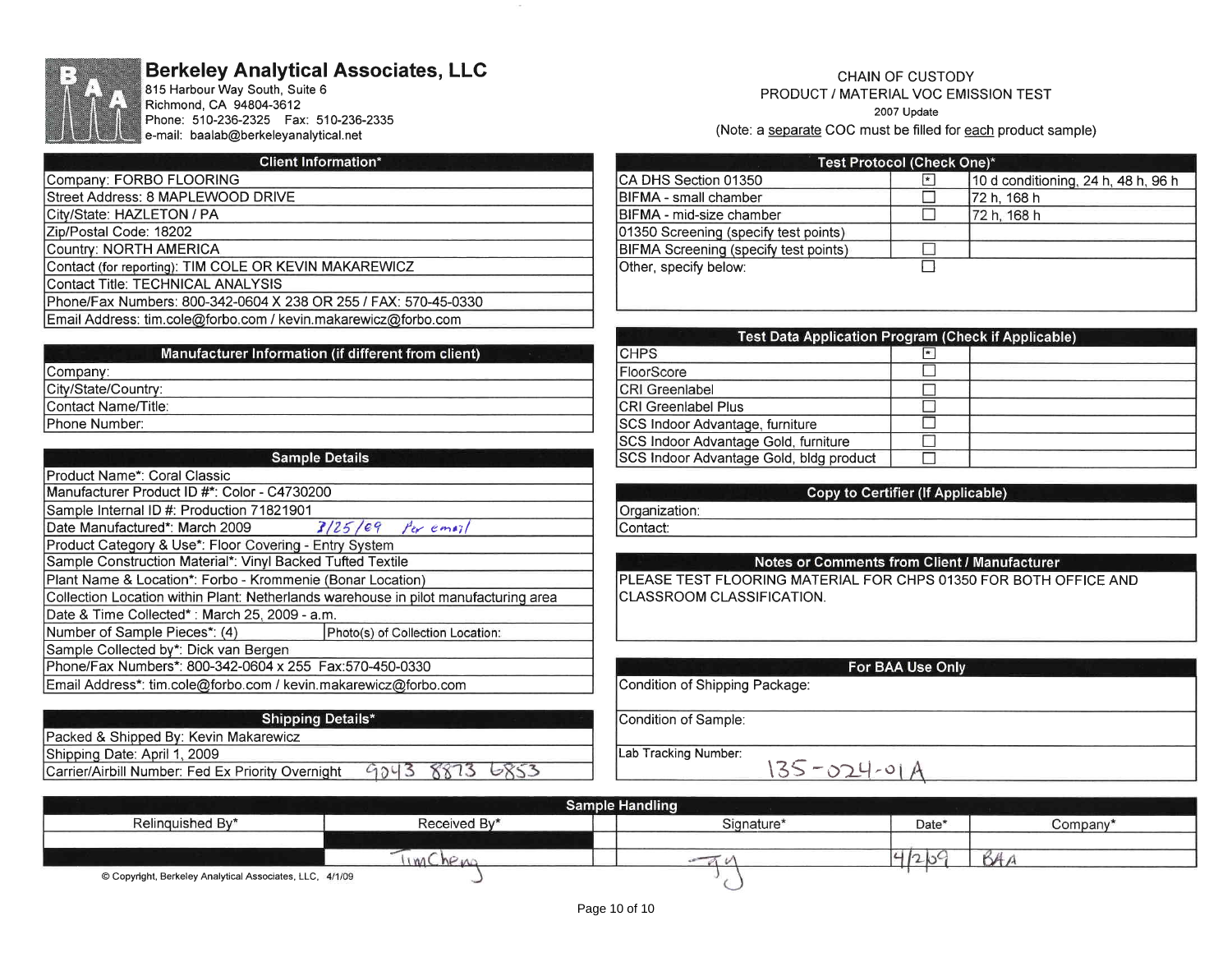# Berkeley Analytical Associates, LLC

815 Harbour Way South, Suite 6
Richmond, CA 94804-3612
Phone: 510-236-2325 Fax: 510-236-2335
e-mail: baalab@berkeleyanalytical.net

CHAIN OF CUSTODY
PRODUCT / MATERIAL VOC EMISSION TEST
2007 Update
(Note: a separate COC must be filled for each product sample)

| Client Information* |
|---|
| Company: FORBO FLOORING |
| Street Address: 8 MAPLEWOOD DRIVE |
| City/State: HAZLETON / PA |
| Zip/Postal Code: 18202 |
| Country: NORTH AMERICA |
| Contact (for reporting): TIM COLE OR KEVIN MAKAREWICZ |
| Contact Title: TECHNICAL ANALYSIS |
| Phone/Fax Numbers: 800-342-0604 X 238 OR 255 / FAX: 570-45-0330 |
| Email Address: tim.cole@forbo.com / kevin.makarewicz@forbo.com |

| Test Protocol (Check One)* | | |
|---|---|---|
| CA DHS Section 01350 | ☒ | 10 d conditioning, 24 h, 48 h, 96 h |
| BIFMA - small chamber | ☐ | 72 h, 168 h |
| BIFMA - mid-size chamber | ☐ | 72 h, 168 h |
| 01350 Screening (specify test points) | | |
| BIFMA Screening (specify test points) | ☐ | |
| Other, specify below: | ☐ | |

| Manufacturer Information (if different from client) |
|---|
| Company: |
| City/State/Country: |
| Contact Name/Title: |
| Phone Number: |

| Test Data Application Program (Check if Applicable) | | |
|---|---|---|
| CHPS | ☒ | |
| FloorScore | ☐ | |
| CRI Greenlabel | ☐ | |
| CRI Greenlabel Plus | ☐ | |
| SCS Indoor Advantage, furniture | ☐ | |
| SCS Indoor Advantage Gold, furniture | ☐ | |
| SCS Indoor Advantage Gold, bldg product | ☐ | |

| Sample Details | |
|---|---|
| Product Name*: Coral Classic | |
| Manufacturer Product ID #*: Color - C4730200 | |
| Sample Internal ID #: Production 71821901 | |
| Date Manufactured*: March 2009 3/25/09 Per email | |
| Product Category & Use*: Floor Covering - Entry System | |
| Sample Construction Material*: Vinyl Backed Tufted Textile | |
| Plant Name & Location*: Forbo - Krommenie (Bonar Location) | |
| Collection Location within Plant: Netherlands warehouse in pilot manufacturing area | |
| Date & Time Collected* : March 25, 2009 - a.m. | |
| Number of Sample Pieces*: (4) | Photo(s) of Collection Location: |
| Sample Collected by*: Dick van Bergen | |
| Phone/Fax Numbers*: 800-342-0604 x 255 Fax:570-450-0330 | |
| Email Address*: tim.cole@forbo.com / kevin.makarewicz@forbo.com | |

| Copy to Certifier (If Applicable) |
|---|
| Organization: |
| Contact: |

| Notes or Comments from Client / Manufacturer |
|---|
| PLEASE TEST FLOORING MATERIAL FOR CHPS 01350 FOR BOTH OFFICE AND CLASSROOM CLASSIFICATION. |

| Shipping Details* |
|---|
| Packed & Shipped By: Kevin Makarewicz |
| Shipping Date: April 1, 2009 |
| Carrier/Airbill Number: Fed Ex Priority Overnight 9043 8873 6853 |

| For BAA Use Only |
|---|
| Condition of Shipping Package: |
| Condition of Sample: |
| Lab Tracking Number: 135-024-01A |

| Sample Handling | | | | | |
|---|---|---|---|---|---|
| Relinquished By* | Received By* | | Signature* | Date* | Company* |
| | | | | | |
| | Tim Cheng | | TJ | 4/2/09 | BAA |

© Copyright, Berkeley Analytical Associates, LLC, 4/1/09